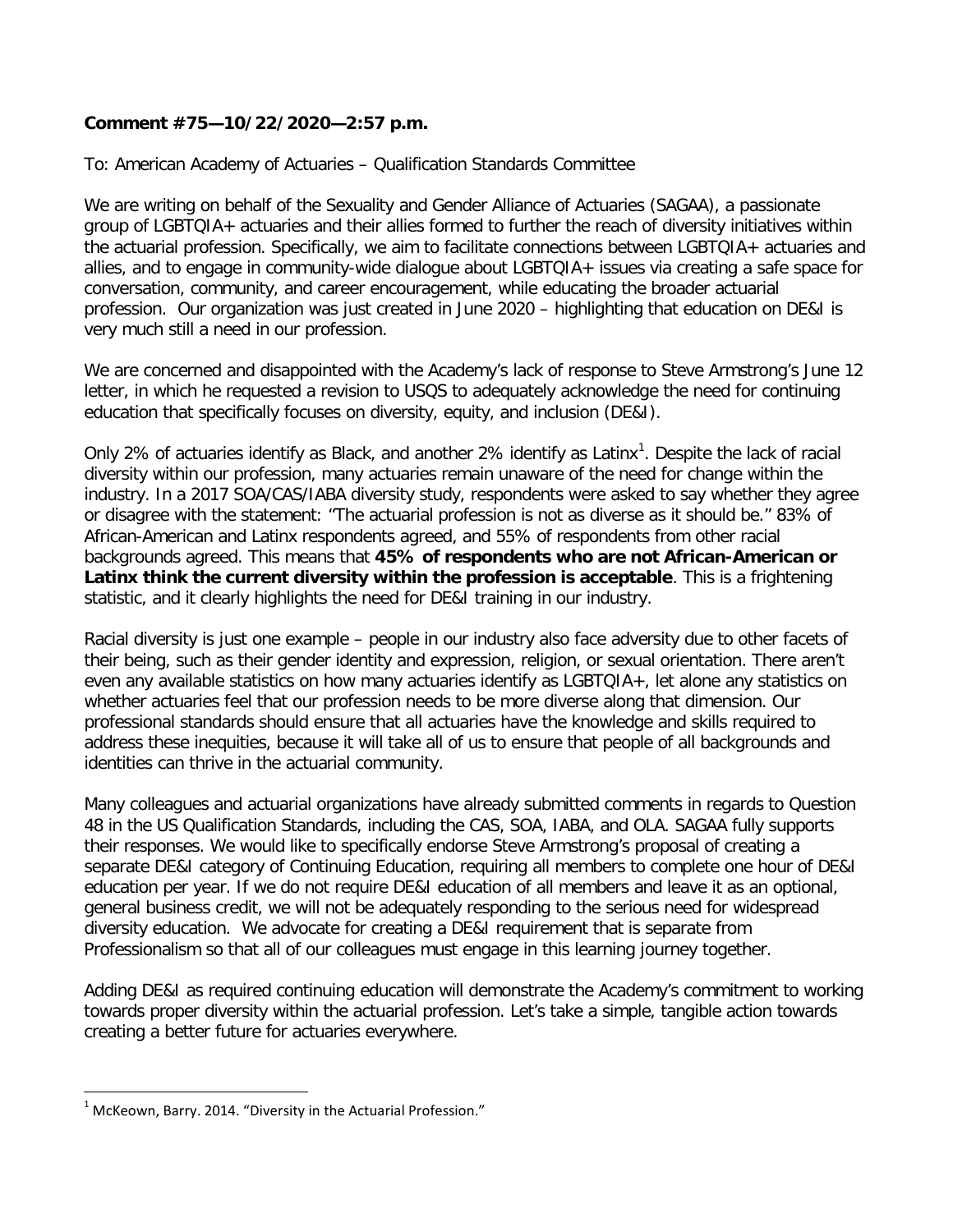**Comment #75—10/22/2020—2:57 p.m.**

To: American Academy of Actuaries – Qualification Standards Committee

We are writing on behalf of the Sexuality and Gender Alliance of Actuaries (SAGAA), a passionate group of LGBTQIA+ actuaries and their allies formed to further the reach of diversity initiatives within the actuarial profession. Specifically, we aim to facilitate connections between LGBTQIA+ actuaries and allies, and to engage in community-wide dialogue about LGBTQIA+ issues via creating a safe space for conversation, community, and career encouragement, while educating the broader actuarial profession. Our organization was just created in June 2020 – highlighting that education on DE&I is very much still a need in our profession.

We are concerned and disappointed with the Academy's lack of response to Steve Armstrong's June 12 letter, in which he requested a revision to USQS to adequately acknowledge the need for continuing education that specifically focuses on diversity, equity, and inclusion (DE&I).

Only 2% of actuaries identify as Black, and another 2% identify as Latinx[1]. Despite the lack of racial diversity within our profession, many actuaries remain unaware of the need for change within the industry. In a 2017 SOA/CAS/IABA diversity study, respondents were asked to say whether they agree or disagree with the statement: "The actuarial profession is not as diverse as it should be." 83% of African-American and Latinx respondents agreed, and 55% of respondents from other racial backgrounds agreed. This means that **45% of respondents who are not African-American or Latinx think the current diversity within the profession is acceptable**. This is a frightening statistic, and it clearly highlights the need for DE&I training in our industry.

Racial diversity is just one example – people in our industry also face adversity due to other facets of their being, such as their gender identity and expression, religion, or sexual orientation. There aren't even any available statistics on how many actuaries identify as LGBTQIA+, let alone any statistics on whether actuaries feel that our profession needs to be more diverse along that dimension. Our professional standards should ensure that all actuaries have the knowledge and skills required to address these inequities, because it will take all of us to ensure that people of all backgrounds and identities can thrive in the actuarial community.

Many colleagues and actuarial organizations have already submitted comments in regards to Question 48 in the US Qualification Standards, including the CAS, SOA, IABA, and OLA. SAGAA fully supports their responses. We would like to specifically endorse Steve Armstrong's proposal of creating a separate DE&I category of Continuing Education, requiring all members to complete one hour of DE&I education per year. If we do not require DE&I education of all members and leave it as an optional, general business credit, we will not be adequately responding to the serious need for widespread diversity education. We advocate for creating a DE&I requirement that is separate from Professionalism so that all of our colleagues must engage in this learning journey together.

Adding DE&I as required continuing education will demonstrate the Academy's commitment to working towards proper diversity within the actuarial profession. Let's take a simple, tangible action towards creating a better future for actuaries everywhere.

---

[1] McKeown, Barry. 2014. "Diversity in the Actuarial Profession."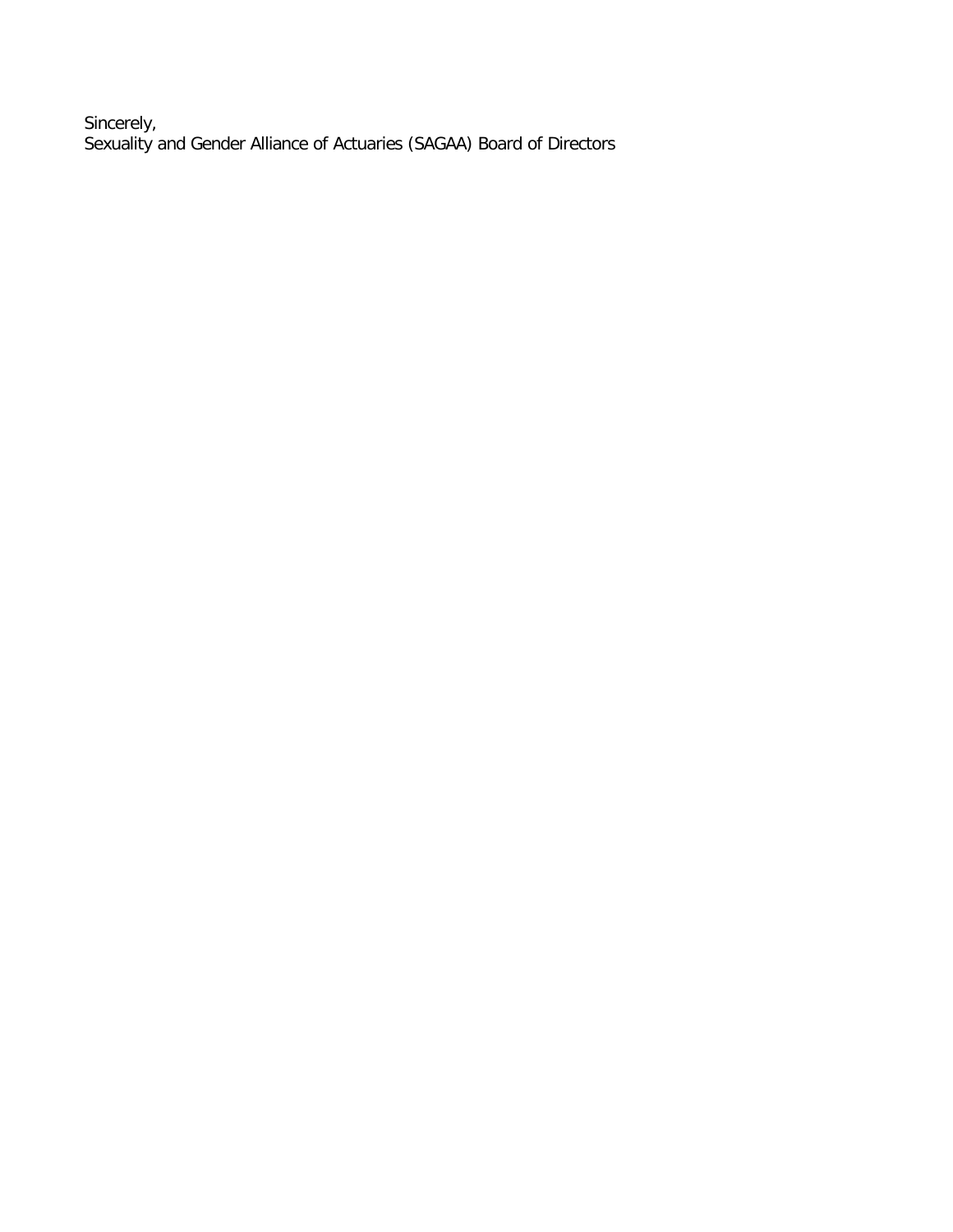Sincerely,
Sexuality and Gender Alliance of Actuaries (SAGAA) Board of Directors